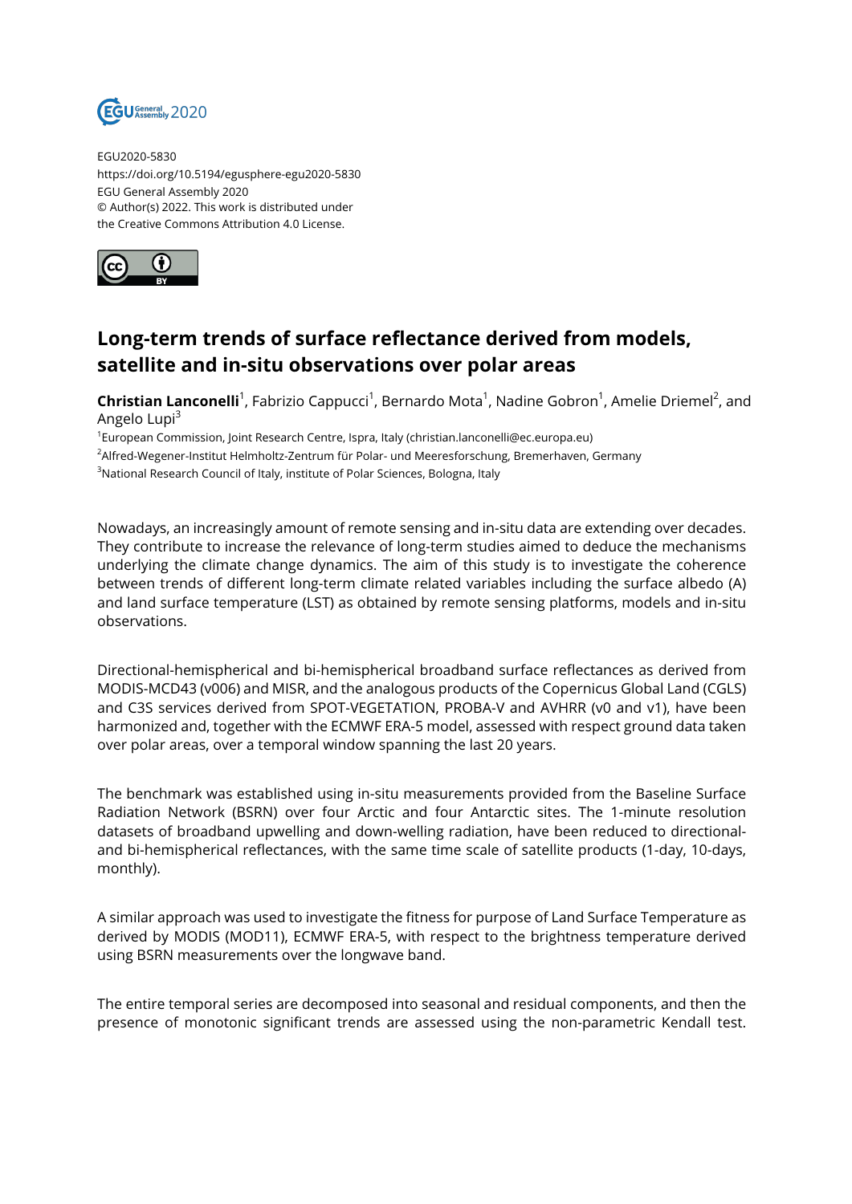EGU2020-5830
https://doi.org/10.5194/egusphere-egu2020-5830
EGU General Assembly 2020
© Author(s) 2022. This work is distributed under
the Creative Commons Attribution 4.0 License.

# Long-term trends of surface reflectance derived from models, satellite and in-situ observations over polar areas

**Christian Lanconelli**[1], Fabrizio Cappucci[1], Bernardo Mota[1], Nadine Gobron[1], Amelie Driemel[2], and Angelo Lupi[3]

[1]European Commission, Joint Research Centre, Ispra, Italy (christian.lanconelli@ec.europa.eu)
[2]Alfred-Wegener-Institut Helmholtz-Zentrum für Polar- und Meeresforschung, Bremerhaven, Germany
[3]National Research Council of Italy, institute of Polar Sciences, Bologna, Italy

Nowadays, an increasingly amount of remote sensing and in-situ data are extending over decades. They contribute to increase the relevance of long-term studies aimed to deduce the mechanisms underlying the climate change dynamics. The aim of this study is to investigate the coherence between trends of different long-term climate related variables including the surface albedo (A) and land surface temperature (LST) as obtained by remote sensing platforms, models and in-situ observations.

Directional-hemispherical and bi-hemispherical broadband surface reflectances as derived from MODIS-MCD43 (v006) and MISR, and the analogous products of the Copernicus Global Land (CGLS) and C3S services derived from SPOT-VEGETATION, PROBA-V and AVHRR (v0 and v1), have been harmonized and, together with the ECMWF ERA-5 model, assessed with respect ground data taken over polar areas, over a temporal window spanning the last 20 years.

The benchmark was established using in-situ measurements provided from the Baseline Surface Radiation Network (BSRN) over four Arctic and four Antarctic sites. The 1-minute resolution datasets of broadband upwelling and down-welling radiation, have been reduced to directional- and bi-hemispherical reflectances, with the same time scale of satellite products (1-day, 10-days, monthly).

A similar approach was used to investigate the fitness for purpose of Land Surface Temperature as derived by MODIS (MOD11), ECMWF ERA-5, with respect to the brightness temperature derived using BSRN measurements over the longwave band.

The entire temporal series are decomposed into seasonal and residual components, and then the presence of monotonic significant trends are assessed using the non-parametric Kendall test.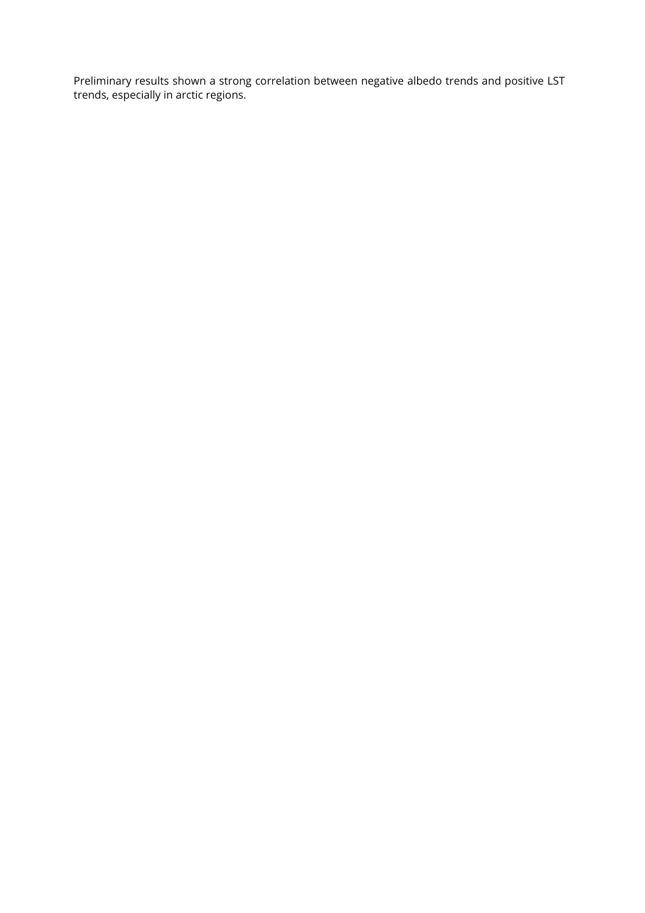Preliminary results shown a strong correlation between negative albedo trends and positive LST trends, especially in arctic regions.